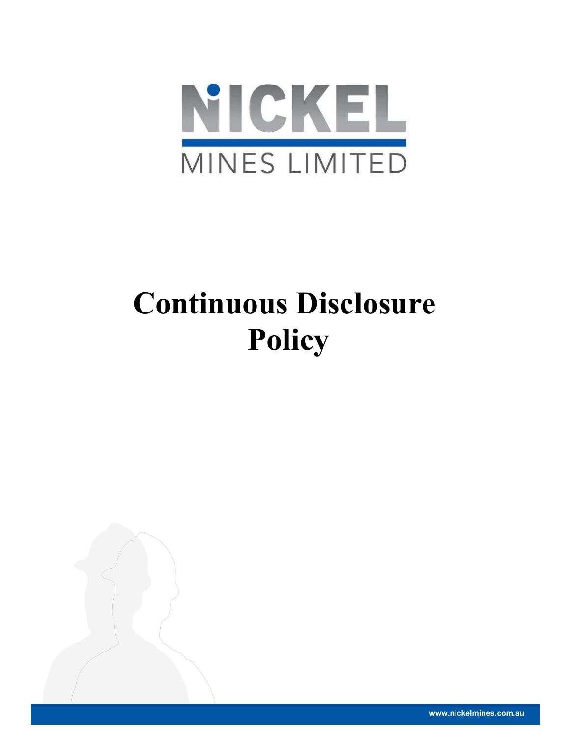NICKEL

MINES LIMITED

# Continuous Disclosure Policy

www.nickelmines.com.au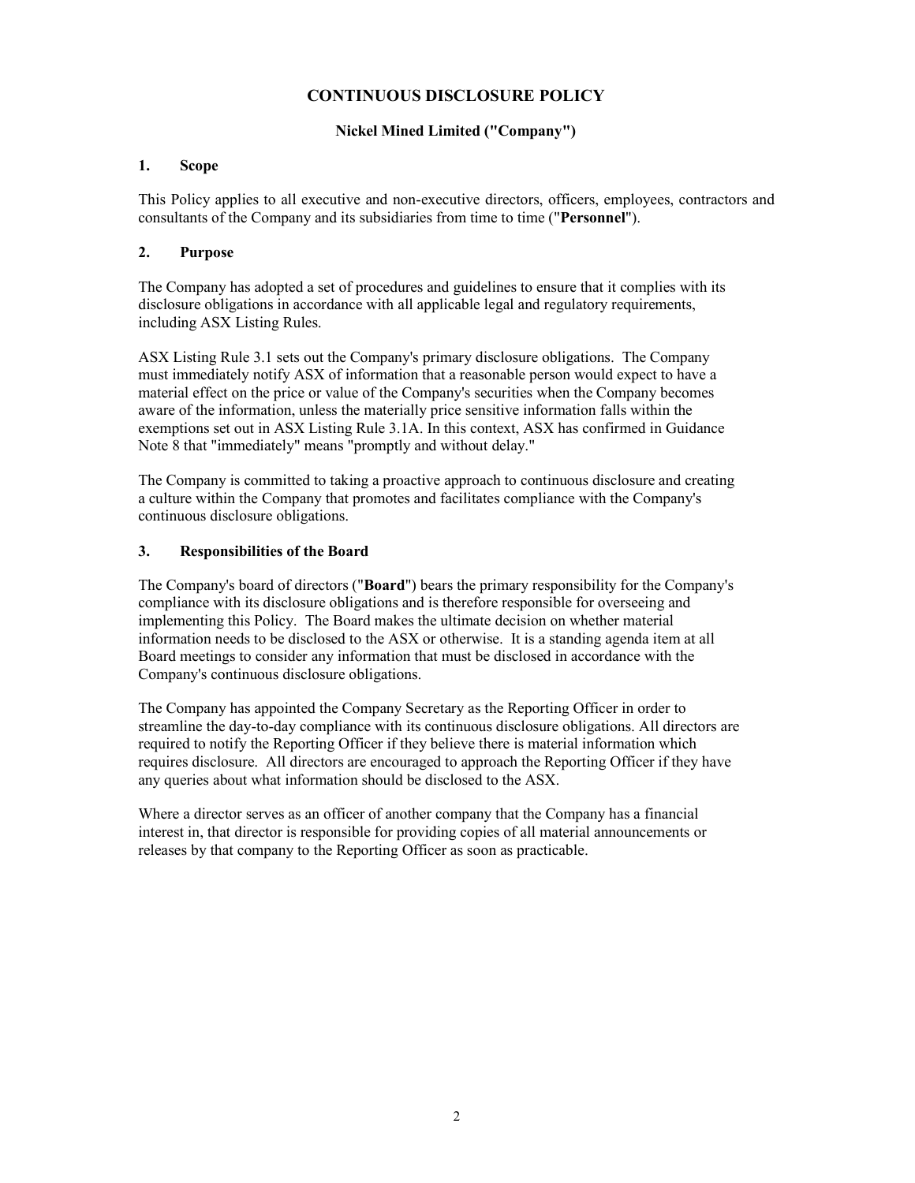# CONTINUOUS DISCLOSURE POLICY

**Nickel Mined Limited ("Company")**

## 1. Scope

This Policy applies to all executive and non-executive directors, officers, employees, contractors and consultants of the Company and its subsidiaries from time to time ("**Personnel**").

## 2. Purpose

The Company has adopted a set of procedures and guidelines to ensure that it complies with its disclosure obligations in accordance with all applicable legal and regulatory requirements, including ASX Listing Rules.

ASX Listing Rule 3.1 sets out the Company's primary disclosure obligations. The Company must immediately notify ASX of information that a reasonable person would expect to have a material effect on the price or value of the Company's securities when the Company becomes aware of the information, unless the materially price sensitive information falls within the exemptions set out in ASX Listing Rule 3.1A. In this context, ASX has confirmed in Guidance Note 8 that "immediately" means "promptly and without delay."

The Company is committed to taking a proactive approach to continuous disclosure and creating a culture within the Company that promotes and facilitates compliance with the Company's continuous disclosure obligations.

## 3. Responsibilities of the Board

The Company's board of directors ("**Board**") bears the primary responsibility for the Company's compliance with its disclosure obligations and is therefore responsible for overseeing and implementing this Policy. The Board makes the ultimate decision on whether material information needs to be disclosed to the ASX or otherwise. It is a standing agenda item at all Board meetings to consider any information that must be disclosed in accordance with the Company's continuous disclosure obligations.

The Company has appointed the Company Secretary as the Reporting Officer in order to streamline the day-to-day compliance with its continuous disclosure obligations. All directors are required to notify the Reporting Officer if they believe there is material information which requires disclosure. All directors are encouraged to approach the Reporting Officer if they have any queries about what information should be disclosed to the ASX.

Where a director serves as an officer of another company that the Company has a financial interest in, that director is responsible for providing copies of all material announcements or releases by that company to the Reporting Officer as soon as practicable.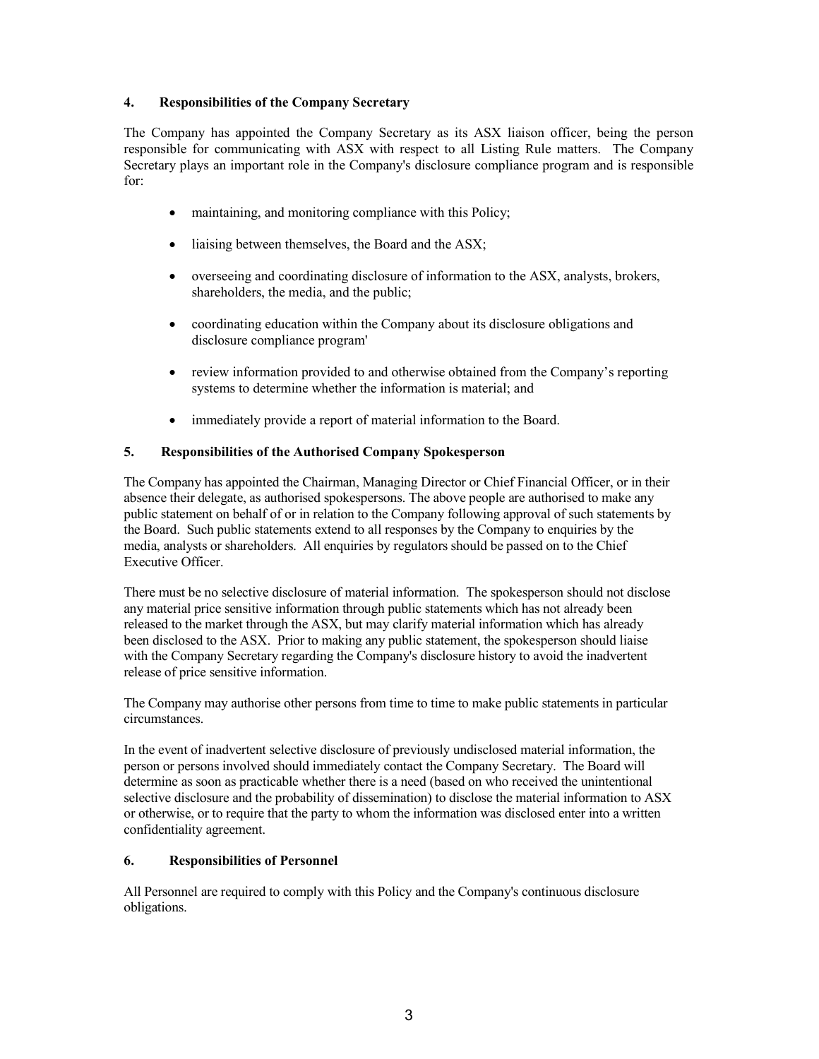## 4. Responsibilities of the Company Secretary

The Company has appointed the Company Secretary as its ASX liaison officer, being the person responsible for communicating with ASX with respect to all Listing Rule matters. The Company Secretary plays an important role in the Company's disclosure compliance program and is responsible for:

- maintaining, and monitoring compliance with this Policy;
- liaising between themselves, the Board and the ASX;
- overseeing and coordinating disclosure of information to the ASX, analysts, brokers, shareholders, the media, and the public;
- coordinating education within the Company about its disclosure obligations and disclosure compliance program'
- review information provided to and otherwise obtained from the Company's reporting systems to determine whether the information is material; and
- immediately provide a report of material information to the Board.

## 5. Responsibilities of the Authorised Company Spokesperson

The Company has appointed the Chairman, Managing Director or Chief Financial Officer, or in their absence their delegate, as authorised spokespersons. The above people are authorised to make any public statement on behalf of or in relation to the Company following approval of such statements by the Board. Such public statements extend to all responses by the Company to enquiries by the media, analysts or shareholders. All enquiries by regulators should be passed on to the Chief Executive Officer.

There must be no selective disclosure of material information. The spokesperson should not disclose any material price sensitive information through public statements which has not already been released to the market through the ASX, but may clarify material information which has already been disclosed to the ASX. Prior to making any public statement, the spokesperson should liaise with the Company Secretary regarding the Company's disclosure history to avoid the inadvertent release of price sensitive information.

The Company may authorise other persons from time to time to make public statements in particular circumstances.

In the event of inadvertent selective disclosure of previously undisclosed material information, the person or persons involved should immediately contact the Company Secretary. The Board will determine as soon as practicable whether there is a need (based on who received the unintentional selective disclosure and the probability of dissemination) to disclose the material information to ASX or otherwise, or to require that the party to whom the information was disclosed enter into a written confidentiality agreement.

## 6. Responsibilities of Personnel

All Personnel are required to comply with this Policy and the Company's continuous disclosure obligations.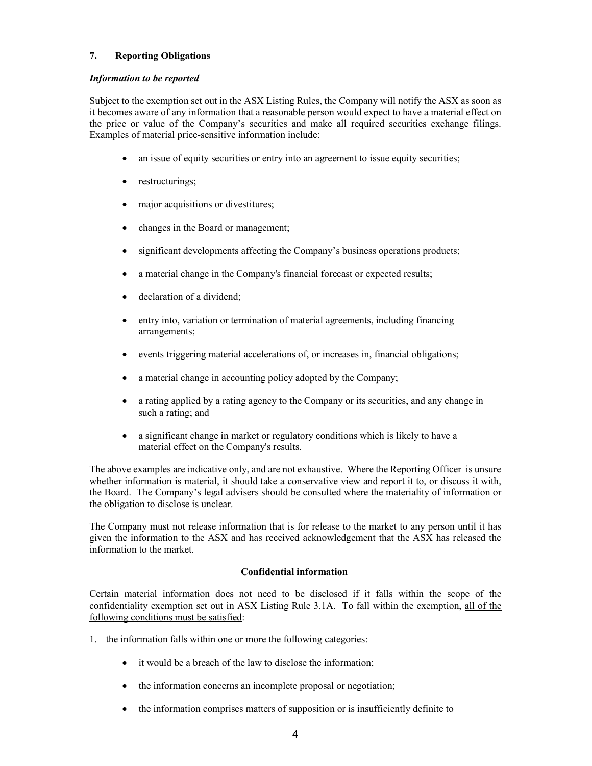## 7. Reporting Obligations

***Information to be reported***

Subject to the exemption set out in the ASX Listing Rules, the Company will notify the ASX as soon as it becomes aware of any information that a reasonable person would expect to have a material effect on the price or value of the Company's securities and make all required securities exchange filings. Examples of material price-sensitive information include:

- an issue of equity securities or entry into an agreement to issue equity securities;
- restructurings;
- major acquisitions or divestitures;
- changes in the Board or management;
- significant developments affecting the Company's business operations products;
- a material change in the Company's financial forecast or expected results;
- declaration of a dividend;
- entry into, variation or termination of material agreements, including financing arrangements;
- events triggering material accelerations of, or increases in, financial obligations;
- a material change in accounting policy adopted by the Company;
- a rating applied by a rating agency to the Company or its securities, and any change in such a rating; and
- a significant change in market or regulatory conditions which is likely to have a material effect on the Company's results.

The above examples are indicative only, and are not exhaustive. Where the Reporting Officer is unsure whether information is material, it should take a conservative view and report it to, or discuss it with, the Board. The Company's legal advisers should be consulted where the materiality of information or the obligation to disclose is unclear.

The Company must not release information that is for release to the market to any person until it has given the information to the ASX and has received acknowledgement that the ASX has released the information to the market.

**Confidential information**

Certain material information does not need to be disclosed if it falls within the scope of the confidentiality exemption set out in ASX Listing Rule 3.1A. To fall within the exemption, <u>all of the following conditions must be satisfied</u>:

1. the information falls within one or more the following categories:

   - it would be a breach of the law to disclose the information;
   - the information concerns an incomplete proposal or negotiation;
   - the information comprises matters of supposition or is insufficiently definite to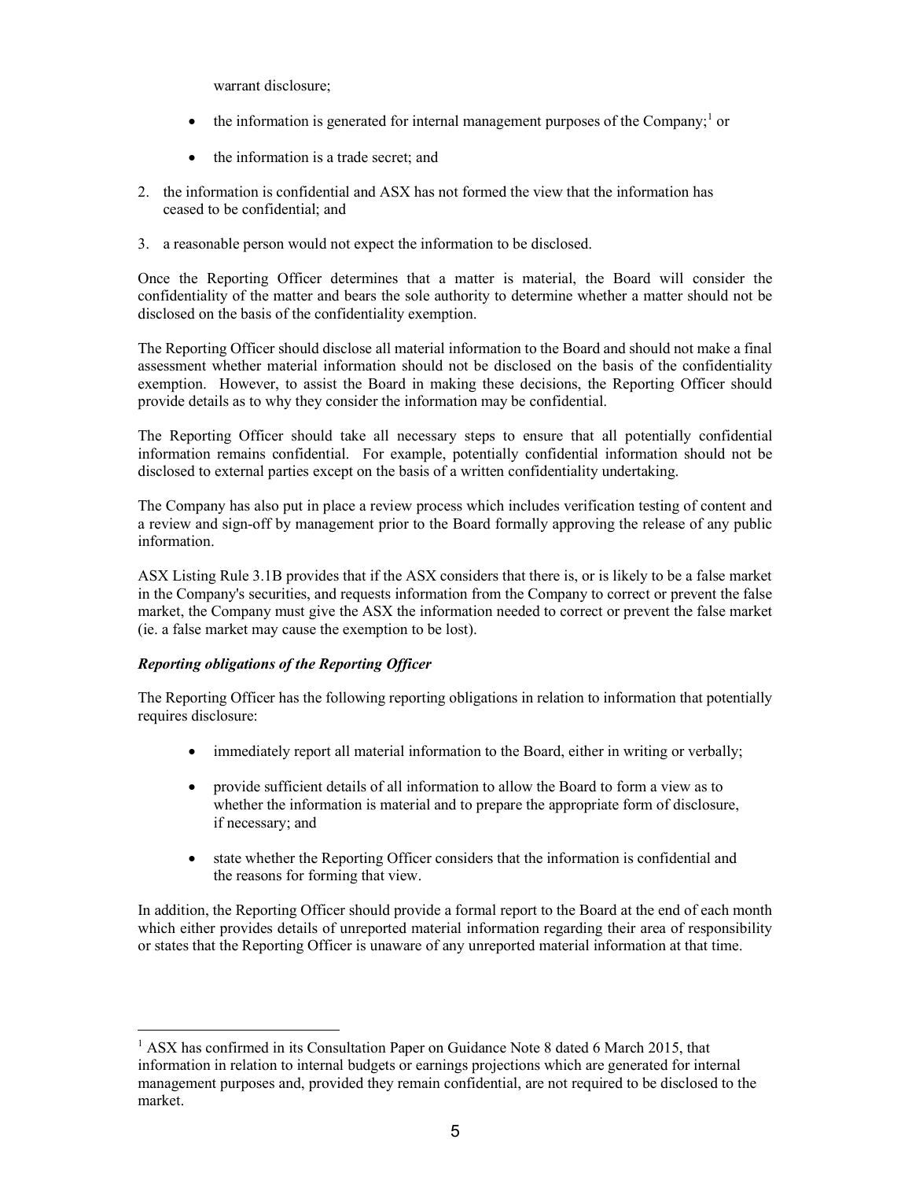warrant disclosure;

- the information is generated for internal management purposes of the Company;[1] or
- the information is a trade secret; and

2. the information is confidential and ASX has not formed the view that the information has ceased to be confidential; and
3. a reasonable person would not expect the information to be disclosed.

Once the Reporting Officer determines that a matter is material, the Board will consider the confidentiality of the matter and bears the sole authority to determine whether a matter should not be disclosed on the basis of the confidentiality exemption.

The Reporting Officer should disclose all material information to the Board and should not make a final assessment whether material information should not be disclosed on the basis of the confidentiality exemption. However, to assist the Board in making these decisions, the Reporting Officer should provide details as to why they consider the information may be confidential.

The Reporting Officer should take all necessary steps to ensure that all potentially confidential information remains confidential. For example, potentially confidential information should not be disclosed to external parties except on the basis of a written confidentiality undertaking.

The Company has also put in place a review process which includes verification testing of content and a review and sign-off by management prior to the Board formally approving the release of any public information.

ASX Listing Rule 3.1B provides that if the ASX considers that there is, or is likely to be a false market in the Company's securities, and requests information from the Company to correct or prevent the false market, the Company must give the ASX the information needed to correct or prevent the false market (ie. a false market may cause the exemption to be lost).

***Reporting obligations of the Reporting Officer***

The Reporting Officer has the following reporting obligations in relation to information that potentially requires disclosure:

- immediately report all material information to the Board, either in writing or verbally;
- provide sufficient details of all information to allow the Board to form a view as to whether the information is material and to prepare the appropriate form of disclosure, if necessary; and
- state whether the Reporting Officer considers that the information is confidential and the reasons for forming that view.

In addition, the Reporting Officer should provide a formal report to the Board at the end of each month which either provides details of unreported material information regarding their area of responsibility or states that the Reporting Officer is unaware of any unreported material information at that time.

[1] ASX has confirmed in its Consultation Paper on Guidance Note 8 dated 6 March 2015, that information in relation to internal budgets or earnings projections which are generated for internal management purposes and, provided they remain confidential, are not required to be disclosed to the market.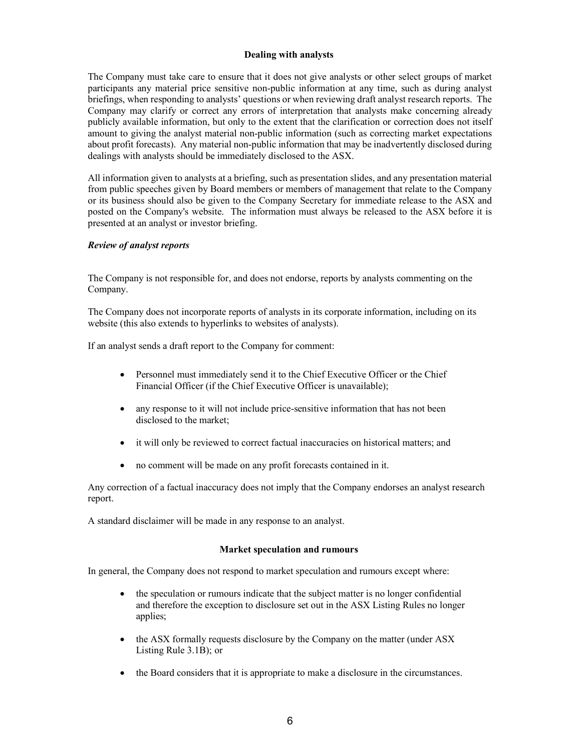## Dealing with analysts

The Company must take care to ensure that it does not give analysts or other select groups of market participants any material price sensitive non-public information at any time, such as during analyst briefings, when responding to analysts' questions or when reviewing draft analyst research reports. The Company may clarify or correct any errors of interpretation that analysts make concerning already publicly available information, but only to the extent that the clarification or correction does not itself amount to giving the analyst material non-public information (such as correcting market expectations about profit forecasts). Any material non-public information that may be inadvertently disclosed during dealings with analysts should be immediately disclosed to the ASX.

All information given to analysts at a briefing, such as presentation slides, and any presentation material from public speeches given by Board members or members of management that relate to the Company or its business should also be given to the Company Secretary for immediate release to the ASX and posted on the Company's website. The information must always be released to the ASX before it is presented at an analyst or investor briefing.

### *Review of analyst reports*

The Company is not responsible for, and does not endorse, reports by analysts commenting on the Company.

The Company does not incorporate reports of analysts in its corporate information, including on its website (this also extends to hyperlinks to websites of analysts).

If an analyst sends a draft report to the Company for comment:

- Personnel must immediately send it to the Chief Executive Officer or the Chief Financial Officer (if the Chief Executive Officer is unavailable);
- any response to it will not include price-sensitive information that has not been disclosed to the market;
- it will only be reviewed to correct factual inaccuracies on historical matters; and
- no comment will be made on any profit forecasts contained in it.

Any correction of a factual inaccuracy does not imply that the Company endorses an analyst research report.

A standard disclaimer will be made in any response to an analyst.

## Market speculation and rumours

In general, the Company does not respond to market speculation and rumours except where:

- the speculation or rumours indicate that the subject matter is no longer confidential and therefore the exception to disclosure set out in the ASX Listing Rules no longer applies;
- the ASX formally requests disclosure by the Company on the matter (under ASX Listing Rule 3.1B); or
- the Board considers that it is appropriate to make a disclosure in the circumstances.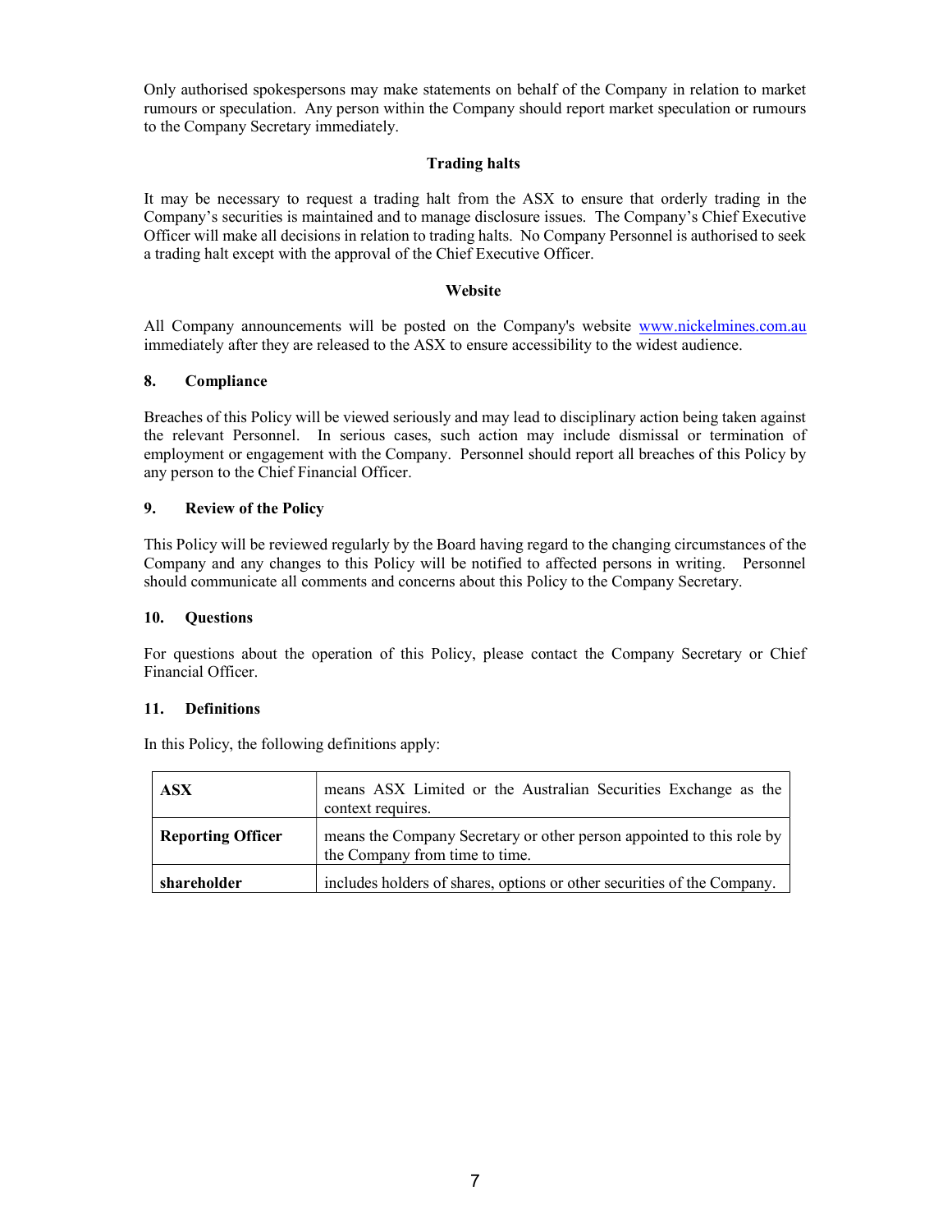Only authorised spokespersons may make statements on behalf of the Company in relation to market rumours or speculation. Any person within the Company should report market speculation or rumours to the Company Secretary immediately.

**Trading halts**

It may be necessary to request a trading halt from the ASX to ensure that orderly trading in the Company's securities is maintained and to manage disclosure issues. The Company's Chief Executive Officer will make all decisions in relation to trading halts. No Company Personnel is authorised to seek a trading halt except with the approval of the Chief Executive Officer.

**Website**

All Company announcements will be posted on the Company's website [www.nickelmines.com.au](http://www.nickelmines.com.au) immediately after they are released to the ASX to ensure accessibility to the widest audience.

## 8. Compliance

Breaches of this Policy will be viewed seriously and may lead to disciplinary action being taken against the relevant Personnel. In serious cases, such action may include dismissal or termination of employment or engagement with the Company. Personnel should report all breaches of this Policy by any person to the Chief Financial Officer.

## 9. Review of the Policy

This Policy will be reviewed regularly by the Board having regard to the changing circumstances of the Company and any changes to this Policy will be notified to affected persons in writing. Personnel should communicate all comments and concerns about this Policy to the Company Secretary.

## 10. Questions

For questions about the operation of this Policy, please contact the Company Secretary or Chief Financial Officer.

## 11. Definitions

In this Policy, the following definitions apply:

| | |
|---|---|
| **ASX** | means ASX Limited or the Australian Securities Exchange as the context requires. |
| **Reporting Officer** | means the Company Secretary or other person appointed to this role by the Company from time to time. |
| **shareholder** | includes holders of shares, options or other securities of the Company. |